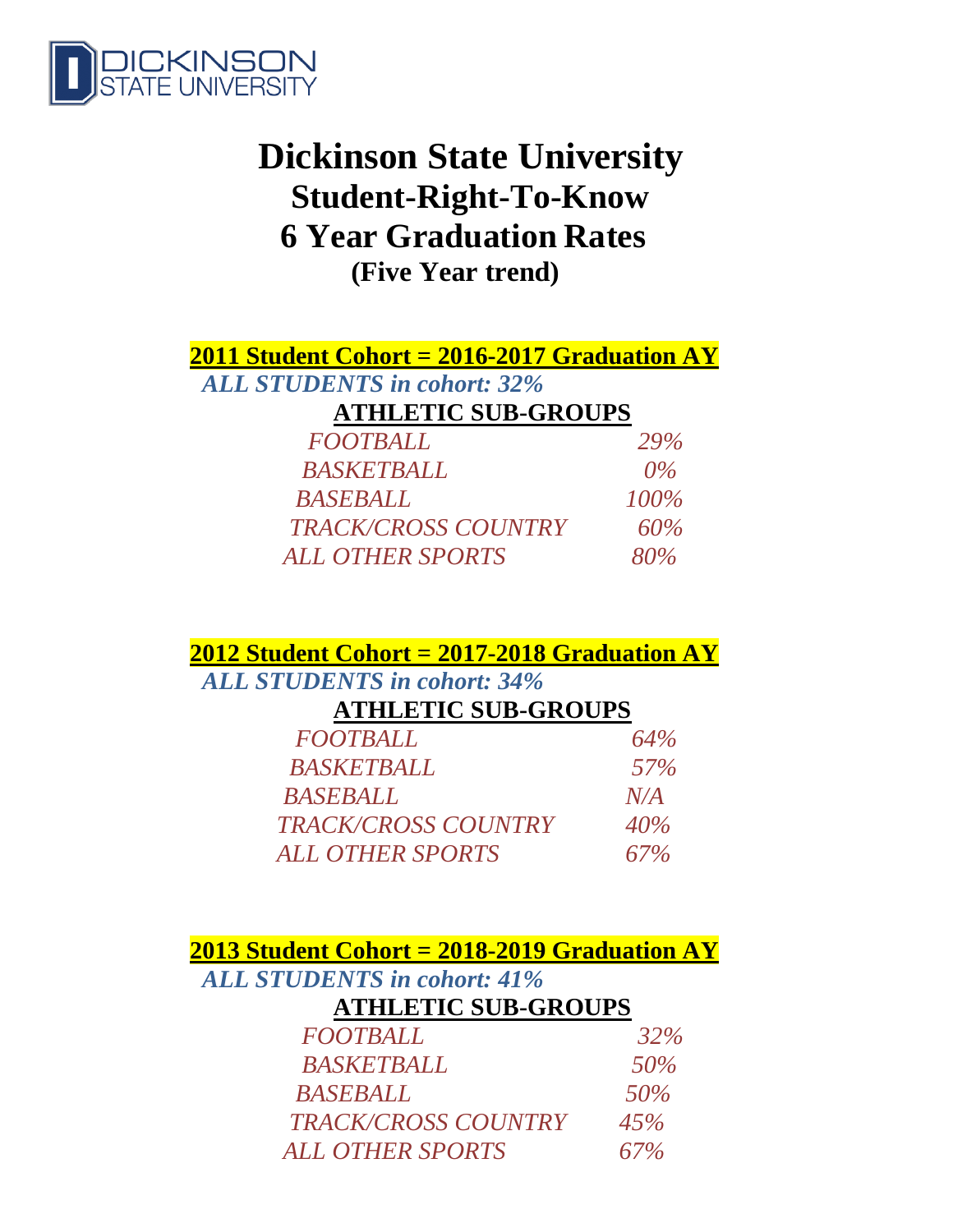# Dickinson State University
## Student-Right-To-Know
## 6 Year Graduation Rates
### (Five Year trend)

**2011 Student Cohort = 2016-2017 Graduation AY**

***ALL STUDENTS in cohort: 32%***

| ATHLETIC SUB-GROUPS | |
|---|---|
| *FOOTBALL* | *29%* |
| *BASKETBALL* | *0%* |
| *BASEBALL* | *100%* |
| *TRACK/CROSS COUNTRY* | *60%* |
| *ALL OTHER SPORTS* | *80%* |

**2012 Student Cohort = 2017-2018 Graduation AY**

***ALL STUDENTS in cohort: 34%***

| ATHLETIC SUB-GROUPS | |
|---|---|
| *FOOTBALL* | *64%* |
| *BASKETBALL* | *57%* |
| *BASEBALL* | *N/A* |
| *TRACK/CROSS COUNTRY* | *40%* |
| *ALL OTHER SPORTS* | *67%* |

**2013 Student Cohort = 2018-2019 Graduation AY**

***ALL STUDENTS in cohort: 41%***

| ATHLETIC SUB-GROUPS | |
|---|---|
| *FOOTBALL* | *32%* |
| *BASKETBALL* | *50%* |
| *BASEBALL* | *50%* |
| *TRACK/CROSS COUNTRY* | *45%* |
| *ALL OTHER SPORTS* | *67%* |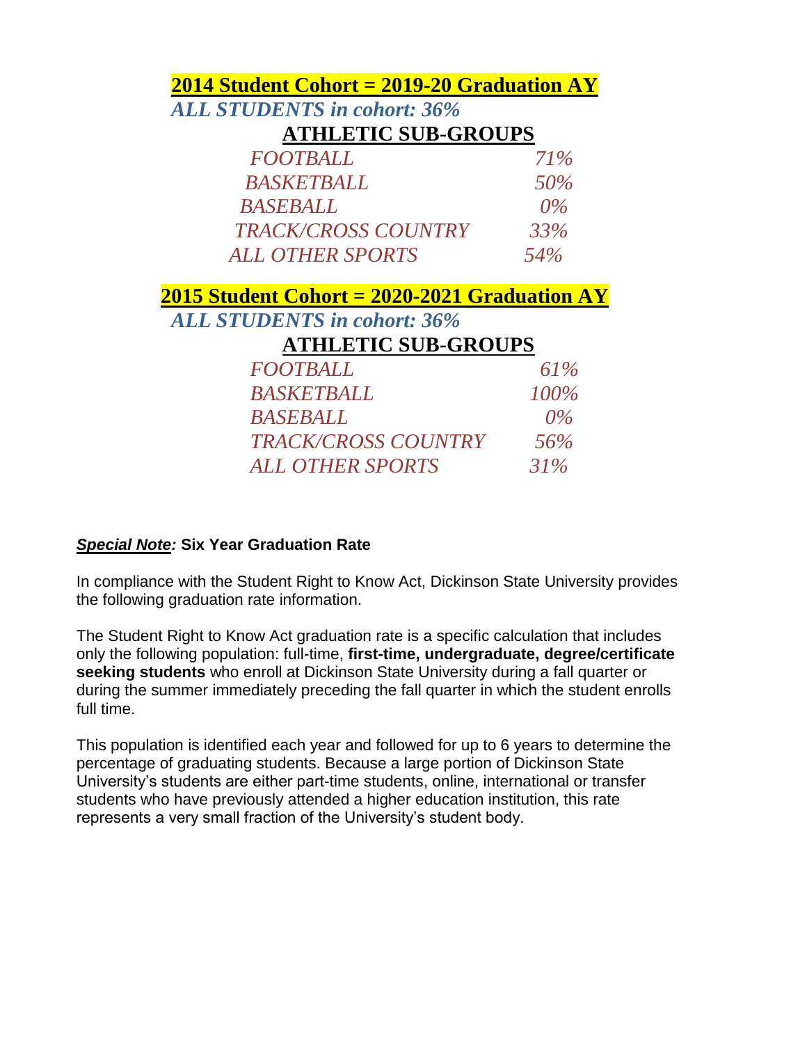## 2014 Student Cohort = 2019-20 Graduation AY

*ALL STUDENTS in cohort: 36%*

### ATHLETIC SUB-GROUPS

| | |
|---|---|
| *FOOTBALL* | *71%* |
| *BASKETBALL* | *50%* |
| *BASEBALL* | *0%* |
| *TRACK/CROSS COUNTRY* | *33%* |
| *ALL OTHER SPORTS* | *54%* |

## 2015 Student Cohort = 2020-2021 Graduation AY

*ALL STUDENTS in cohort: 36%*

### ATHLETIC SUB-GROUPS

| | |
|---|---|
| *FOOTBALL* | *61%* |
| *BASKETBALL* | *100%* |
| *BASEBALL* | *0%* |
| *TRACK/CROSS COUNTRY* | *56%* |
| *ALL OTHER SPORTS* | *31%* |

***Special Note:*** **Six Year Graduation Rate**

In compliance with the Student Right to Know Act, Dickinson State University provides the following graduation rate information.

The Student Right to Know Act graduation rate is a specific calculation that includes only the following population: full-time, **first-time, undergraduate, degree/certificate seeking students** who enroll at Dickinson State University during a fall quarter or during the summer immediately preceding the fall quarter in which the student enrolls full time.

This population is identified each year and followed for up to 6 years to determine the percentage of graduating students. Because a large portion of Dickinson State University's students are either part-time students, online, international or transfer students who have previously attended a higher education institution, this rate represents a very small fraction of the University's student body.